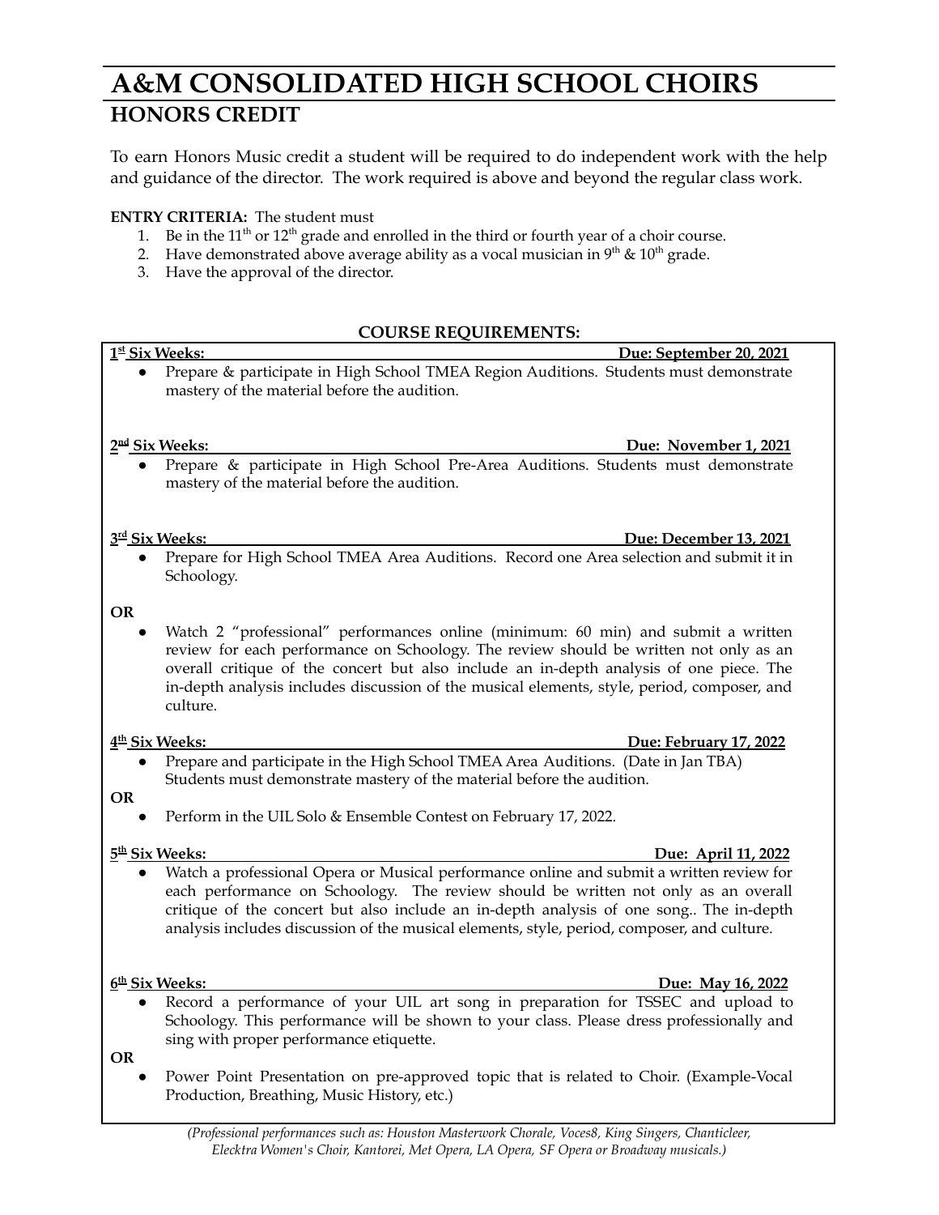# A&M CONSOLIDATED HIGH SCHOOL CHOIRS

## HONORS CREDIT

To earn Honors Music credit a student will be required to do independent work with the help and guidance of the director. The work required is above and beyond the regular class work.

**ENTRY CRITERIA:** The student must

1. Be in the 11th or 12th grade and enrolled in the third or fourth year of a choir course.
2. Have demonstrated above average ability as a vocal musician in 9th & 10th grade.
3. Have the approval of the director.

**COURSE REQUIREMENTS:**

**1st Six Weeks:** **Due: September 20, 2021**

- Prepare & participate in High School TMEA Region Auditions. Students must demonstrate mastery of the material before the audition.

**2nd Six Weeks:** **Due: November 1, 2021**

- Prepare & participate in High School Pre-Area Auditions. Students must demonstrate mastery of the material before the audition.

**3rd Six Weeks:** **Due: December 13, 2021**

- Prepare for High School TMEA Area Auditions. Record one Area selection and submit it in Schoology.

**OR**

- Watch 2 "professional" performances online (minimum: 60 min) and submit a written review for each performance on Schoology. The review should be written not only as an overall critique of the concert but also include an in-depth analysis of one piece. The in-depth analysis includes discussion of the musical elements, style, period, composer, and culture.

**4th Six Weeks:** **Due: February 17, 2022**

- Prepare and participate in the High School TMEA Area Auditions. (Date in Jan TBA) Students must demonstrate mastery of the material before the audition.

**OR**

- Perform in the UIL Solo & Ensemble Contest on February 17, 2022.

**5th Six Weeks:** **Due: April 11, 2022**

- Watch a professional Opera or Musical performance online and submit a written review for each performance on Schoology. The review should be written not only as an overall critique of the concert but also include an in-depth analysis of one song.. The in-depth analysis includes discussion of the musical elements, style, period, composer, and culture.

**6th Six Weeks:** **Due: May 16, 2022**

- Record a performance of your UIL art song in preparation for TSSEC and upload to Schoology. This performance will be shown to your class. Please dress professionally and sing with proper performance etiquette.

**OR**

- Power Point Presentation on pre-approved topic that is related to Choir. (Example-Vocal Production, Breathing, Music History, etc.)

*(Professional performances such as: Houston Masterwork Chorale, Voces8, King Singers, Chanticleer, Elecktra Women's Choir, Kantorei, Met Opera, LA Opera, SF Opera or Broadway musicals.)*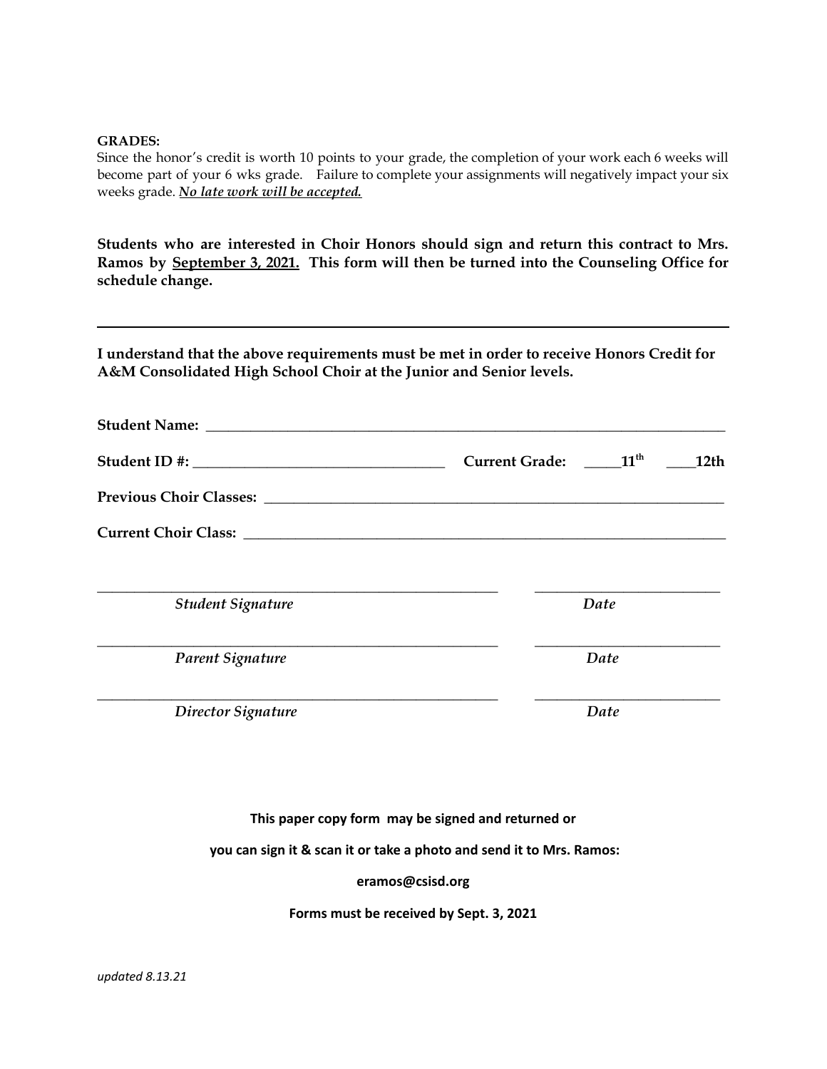**GRADES:**

Since the honor's credit is worth 10 points to your grade, the completion of your work each 6 weeks will become part of your 6 wks grade. Failure to complete your assignments will negatively impact your six weeks grade. ***No late work will be accepted.***

**Students who are interested in Choir Honors should sign and return this contract to Mrs. Ramos by September 3, 2021. This form will then be turned into the Counseling Office for schedule change.**

---

**I understand that the above requirements must be met in order to receive Honors Credit for A&M Consolidated High School Choir at the Junior and Senior levels.**

**Student Name:** ______________________________________________________________

**Student ID #:** ______________________________ **Current Grade:** _____11th ____12th

**Previous Choir Classes:** ______________________________________________________

**Current Choir Class:** _________________________________________________________

_____________________________________________ ____________________

*Student Signature* *Date*

_____________________________________________ ____________________

*Parent Signature* *Date*

_____________________________________________ ____________________

*Director Signature* *Date*

**This paper copy form may be signed and returned or**

**you can sign it & scan it or take a photo and send it to Mrs. Ramos:**

**eramos@csisd.org**

**Forms must be received by Sept. 3, 2021**

*updated 8.13.21*